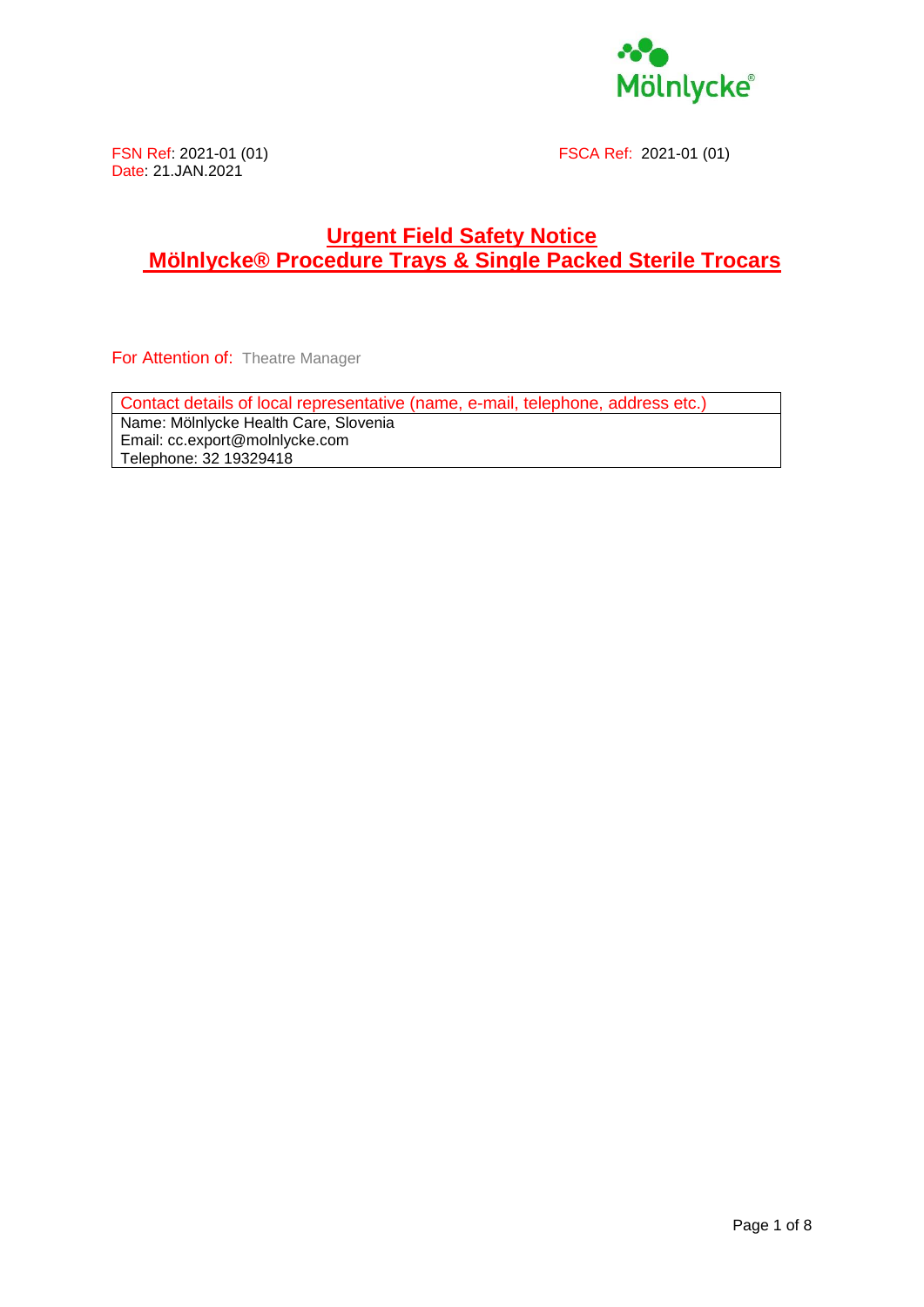Mölnlycke®

FSN Ref: 2021-01 (01)
Date: 21.JAN.2021

FSCA Ref: 2021-01 (01)

# Urgent Field Safety Notice

# Mölnlycke® Procedure Trays & Single Packed Sterile Trocars

For Attention of: Theatre Manager

| Contact details of local representative (name, e-mail, telephone, address etc.) |
| --- |
| Name: Mölnlycke Health Care, Slovenia<br>Email: cc.export@molnlycke.com<br>Telephone: 32 19329418 |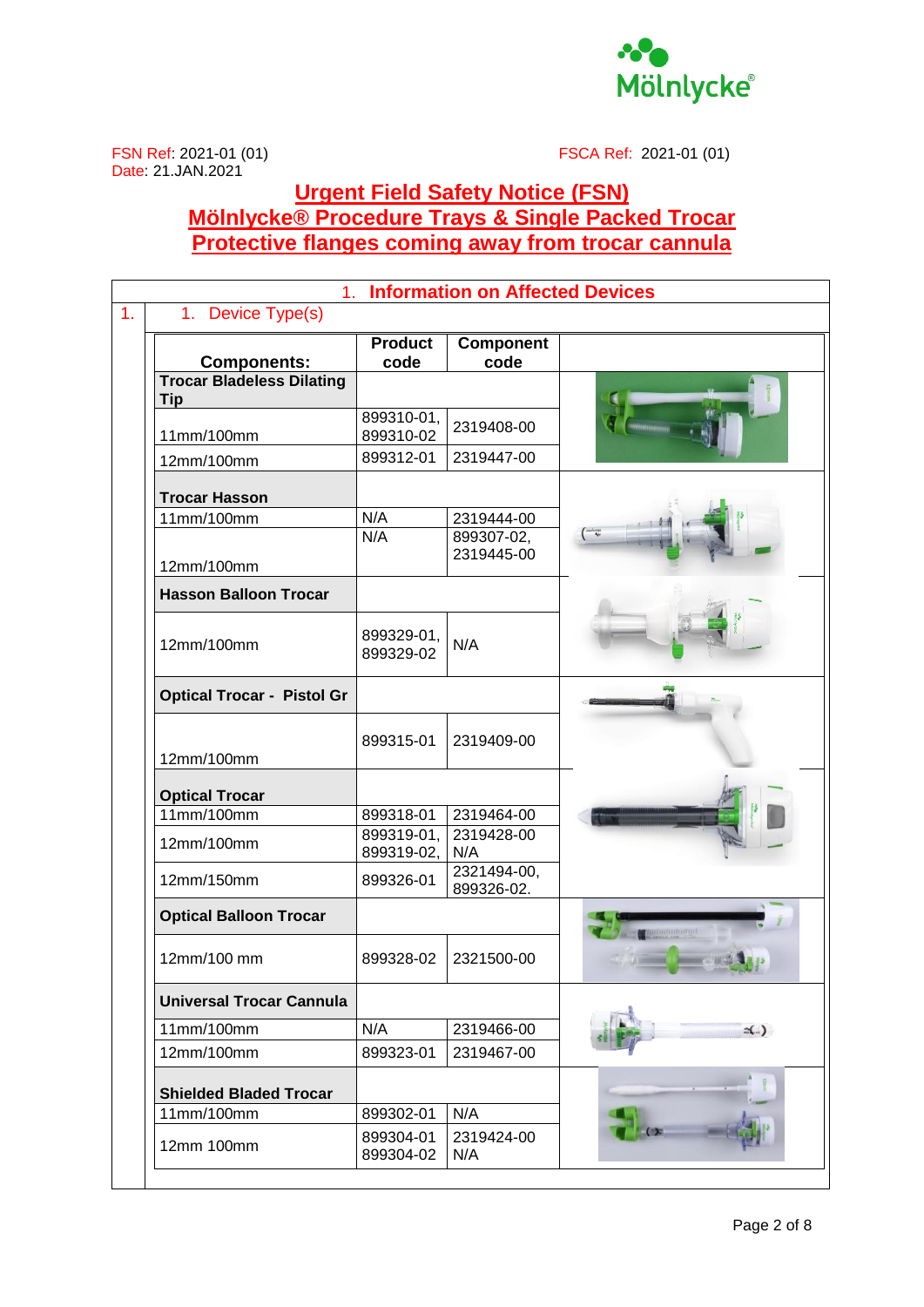FSN Ref: 2021-01 (01)
Date: 21.JAN.2021

FSCA Ref: 2021-01 (01)

# Urgent Field Safety Notice (FSN)
# Mölnlycke® Procedure Trays & Single Packed Trocar
# Protective flanges coming away from trocar cannula

## 1. Information on Affected Devices

1. 1. Device Type(s)

| Components: | Product code | Component code |
|---|---|---|
| **Trocar Bladeless Dilating Tip** | | |
| 11mm/100mm | 899310-01, 899310-02 | 2319408-00 |
| 12mm/100mm | 899312-01 | 2319447-00 |
| **Trocar Hasson** | | |
| 11mm/100mm | N/A | 2319444-00 |
| 12mm/100mm | N/A | 899307-02, 2319445-00 |
| **Hasson Balloon Trocar** | | |
| 12mm/100mm | 899329-01, 899329-02 | N/A |
| **Optical Trocar - Pistol Gr** | | |
| 12mm/100mm | 899315-01 | 2319409-00 |
| **Optical Trocar** | | |
| 11mm/100mm | 899318-01 | 2319464-00 |
| 12mm/100mm | 899319-01, 899319-02, | 2319428-00 N/A |
| 12mm/150mm | 899326-01 | 2321494-00, 899326-02. |
| **Optical Balloon Trocar** | | |
| 12mm/100 mm | 899328-02 | 2321500-00 |
| **Universal Trocar Cannula** | | |
| 11mm/100mm | N/A | 2319466-00 |
| 12mm/100mm | 899323-01 | 2319467-00 |
| **Shielded Bladed Trocar** | | |
| 11mm/100mm | 899302-01 | N/A |
| 12mm 100mm | 899304-01 899304-02 | 2319424-00 N/A |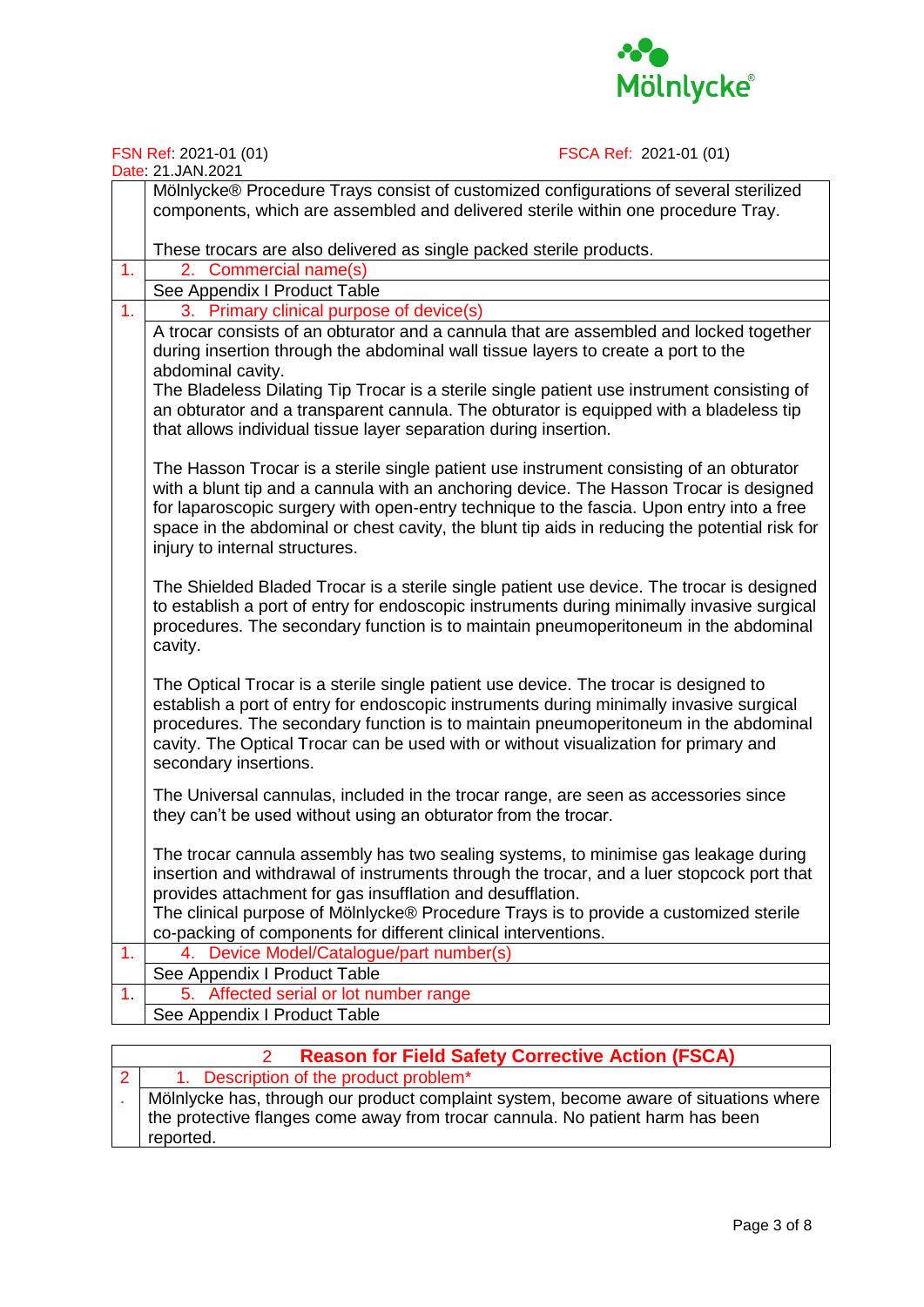FSN Ref: 2021-01 (01) FSCA Ref: 2021-01 (01)
Date: 21.JAN.2021

| | |
|---|---|
| | Mölnlycke® Procedure Trays consist of customized configurations of several sterilized components, which are assembled and delivered sterile within one procedure Tray.<br><br>These trocars are also delivered as single packed sterile products. |
| 1. | 2. Commercial name(s) |
| | See Appendix I Product Table |
| 1. | 3. Primary clinical purpose of device(s) |
| | A trocar consists of an obturator and a cannula that are assembled and locked together during insertion through the abdominal wall tissue layers to create a port to the abdominal cavity.<br>The Bladeless Dilating Tip Trocar is a sterile single patient use instrument consisting of an obturator and a transparent cannula. The obturator is equipped with a bladeless tip that allows individual tissue layer separation during insertion.<br><br>The Hasson Trocar is a sterile single patient use instrument consisting of an obturator with a blunt tip and a cannula with an anchoring device. The Hasson Trocar is designed for laparoscopic surgery with open-entry technique to the fascia. Upon entry into a free space in the abdominal or chest cavity, the blunt tip aids in reducing the potential risk for injury to internal structures.<br><br>The Shielded Bladed Trocar is a sterile single patient use device. The trocar is designed to establish a port of entry for endoscopic instruments during minimally invasive surgical procedures. The secondary function is to maintain pneumoperitoneum in the abdominal cavity.<br><br>The Optical Trocar is a sterile single patient use device. The trocar is designed to establish a port of entry for endoscopic instruments during minimally invasive surgical procedures. The secondary function is to maintain pneumoperitoneum in the abdominal cavity. The Optical Trocar can be used with or without visualization for primary and secondary insertions.<br><br>The Universal cannulas, included in the trocar range, are seen as accessories since they can't be used without using an obturator from the trocar.<br><br>The trocar cannula assembly has two sealing systems, to minimise gas leakage during insertion and withdrawal of instruments through the trocar, and a luer stopcock port that provides attachment for gas insufflation and desufflation.<br>The clinical purpose of Mölnlycke® Procedure Trays is to provide a customized sterile co-packing of components for different clinical interventions. |
| 1. | 4. Device Model/Catalogue/part number(s) |
| | See Appendix I Product Table |
| 1. | 5. Affected serial or lot number range |
| | See Appendix I Product Table |

| | |
|---|---|
| | **2 Reason for Field Safety Corrective Action (FSCA)** |
| 2. | 1. Description of the product problem* |
| | Mölnlycke has, through our product complaint system, become aware of situations where the protective flanges come away from trocar cannula. No patient harm has been reported. |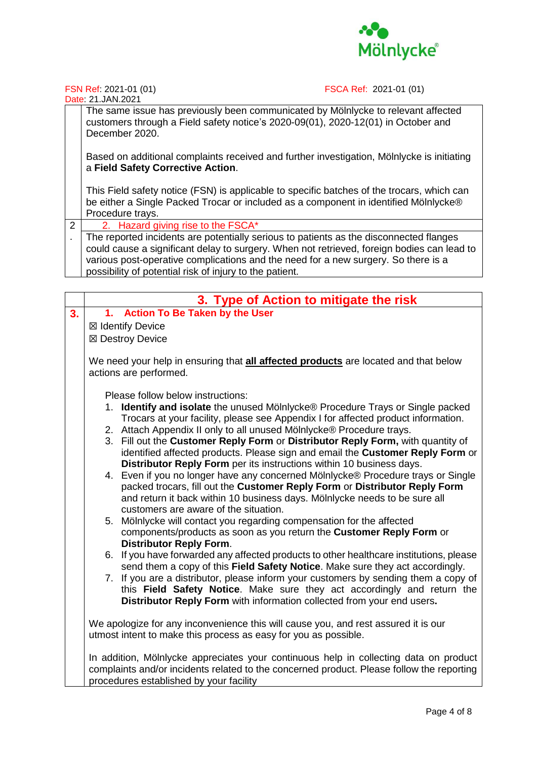FSN Ref: 2021-01 (01)

FSCA Ref: 2021-01 (01)

Date: 21.JAN.2021

The same issue has previously been communicated by Mölnlycke to relevant affected customers through a Field safety notice's 2020-09(01), 2020-12(01) in October and December 2020.

Based on additional complaints received and further investigation, Mölnlycke is initiating a **Field Safety Corrective Action**.

This Field safety notice (FSN) is applicable to specific batches of the trocars, which can be either a Single Packed Trocar or included as a component in identified Mölnlycke® Procedure trays.

## 2. Hazard giving rise to the FSCA*

The reported incidents are potentially serious to patients as the disconnected flanges could cause a significant delay to surgery. When not retrieved, foreign bodies can lead to various post-operative complications and the need for a new surgery. So there is a possibility of potential risk of injury to the patient.

## 3. Type of Action to mitigate the risk

### 1. Action To Be Taken by the User

☒ Identify Device

☒ Destroy Device

We need your help in ensuring that **all affected products** are located and that below actions are performed.

Please follow below instructions:

1. **Identify and isolate** the unused Mölnlycke® Procedure Trays or Single packed Trocars at your facility, please see Appendix I for affected product information.
2. Attach Appendix II only to all unused Mölnlycke® Procedure trays.
3. Fill out the **Customer Reply Form** or **Distributor Reply Form,** with quantity of identified affected products. Please sign and email the **Customer Reply Form** or **Distributor Reply Form** per its instructions within 10 business days.
4. Even if you no longer have any concerned Mölnlycke® Procedure trays or Single packed trocars, fill out the **Customer Reply Form** or **Distributor Reply Form** and return it back within 10 business days. Mölnlycke needs to be sure all customers are aware of the situation.
5. Mölnlycke will contact you regarding compensation for the affected components/products as soon as you return the **Customer Reply Form** or **Distributor Reply Form**.
6. If you have forwarded any affected products to other healthcare institutions, please send them a copy of this **Field Safety Notice**. Make sure they act accordingly.
7. If you are a distributor, please inform your customers by sending them a copy of this **Field Safety Notice**. Make sure they act accordingly and return the **Distributor Reply Form** with information collected from your end users**.**

We apologize for any inconvenience this will cause you, and rest assured it is our utmost intent to make this process as easy for you as possible.

In addition, Mölnlycke appreciates your continuous help in collecting data on product complaints and/or incidents related to the concerned product. Please follow the reporting procedures established by your facility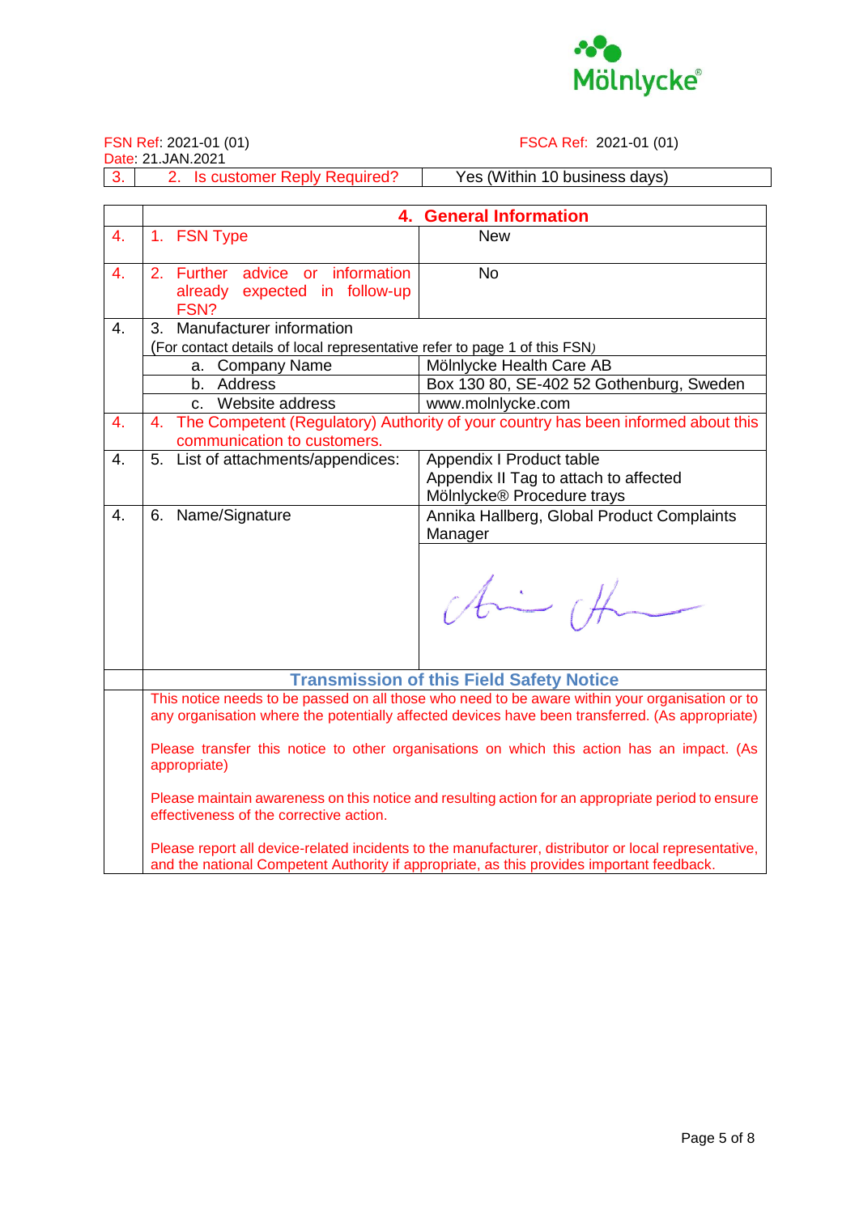FSN Ref: 2021-01 (01) FSCA Ref: 2021-01 (01)
Date: 21.JAN.2021

| 3. | 2. Is customer Reply Required? | Yes (Within 10 business days) |
|---|---|---|

| | **4. General Information** | |
|---|---|---|
| 4. | 1. FSN Type | New |
| 4. | 2. Further advice or information already expected in follow-up FSN? | No |
| 4. | 3. Manufacturer information (For contact details of local representative refer to page 1 of this FSN) | |
| | a. Company Name | Mölnlycke Health Care AB |
| | b. Address | Box 130 80, SE-402 52 Gothenburg, Sweden |
| | c. Website address | www.molnlycke.com |
| 4. | 4. The Competent (Regulatory) Authority of your country has been informed about this communication to customers. | |
| 4. | 5. List of attachments/appendices: | Appendix I Product table<br>Appendix II Tag to attach to affected Mölnlycke® Procedure trays |
| 4. | 6. Name/Signature | Annika Hallberg, Global Product Complaints Manager<br>[signature] |

| | **Transmission of this Field Safety Notice** |
|---|---|
| | This notice needs to be passed on all those who need to be aware within your organisation or to any organisation where the potentially affected devices have been transferred. (As appropriate)<br><br>Please transfer this notice to other organisations on which this action has an impact. (As appropriate)<br><br>Please maintain awareness on this notice and resulting action for an appropriate period to ensure effectiveness of the corrective action.<br><br>Please report all device-related incidents to the manufacturer, distributor or local representative, and the national Competent Authority if appropriate, as this provides important feedback. |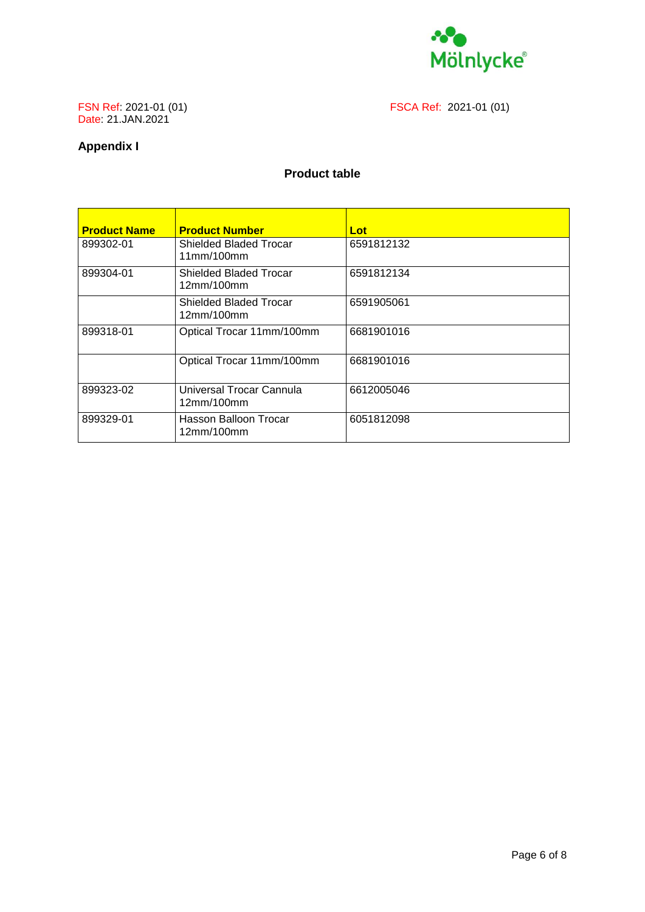FSN Ref: 2021-01 (01)
Date: 21.JAN.2021

FSCA Ref: 2021-01 (01)

## Appendix I

### Product table

| Product Name | Product Number | Lot |
|---|---|---|
| 899302-01 | Shielded Bladed Trocar 11mm/100mm | 6591812132 |
| 899304-01 | Shielded Bladed Trocar 12mm/100mm | 6591812134 |
| | Shielded Bladed Trocar 12mm/100mm | 6591905061 |
| 899318-01 | Optical Trocar 11mm/100mm | 6681901016 |
| | Optical Trocar 11mm/100mm | 6681901016 |
| 899323-02 | Universal Trocar Cannula 12mm/100mm | 6612005046 |
| 899329-01 | Hasson Balloon Trocar 12mm/100mm | 6051812098 |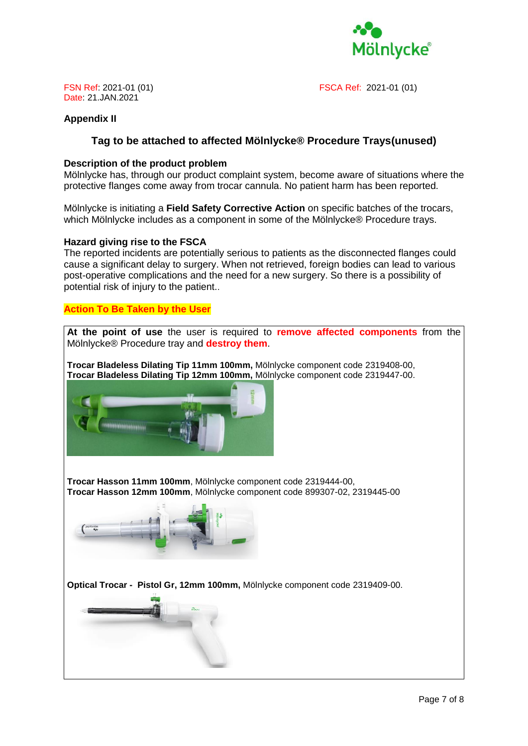FSN Ref: 2021-01 (01)  
Date: 21.JAN.2021

FSCA Ref: 2021-01 (01)

**Appendix II**

## Tag to be attached to affected Mölnlycke® Procedure Trays(unused)

**Description of the product problem**  
Mölnlycke has, through our product complaint system, become aware of situations where the protective flanges come away from trocar cannula. No patient harm has been reported.

Mölnlycke is initiating a **Field Safety Corrective Action** on specific batches of the trocars, which Mölnlycke includes as a component in some of the Mölnlycke® Procedure trays.

**Hazard giving rise to the FSCA**  
The reported incidents are potentially serious to patients as the disconnected flanges could cause a significant delay to surgery. When not retrieved, foreign bodies can lead to various post-operative complications and the need for a new surgery. So there is a possibility of potential risk of injury to the patient..

**Action To Be Taken by the User**

**At the point of use** the user is required to **remove affected components** from the Mölnlycke® Procedure tray and **destroy them**.

**Trocar Bladeless Dilating Tip 11mm 100mm,** Mölnlycke component code 2319408-00,  
**Trocar Bladeless Dilating Tip 12mm 100mm,** Mölnlycke component code 2319447-00.

**Trocar Hasson 11mm 100mm**, Mölnlycke component code 2319444-00,  
**Trocar Hasson 12mm 100mm**, Mölnlycke component code 899307-02, 2319445-00

**Optical Trocar - Pistol Gr, 12mm 100mm,** Mölnlycke component code 2319409-00.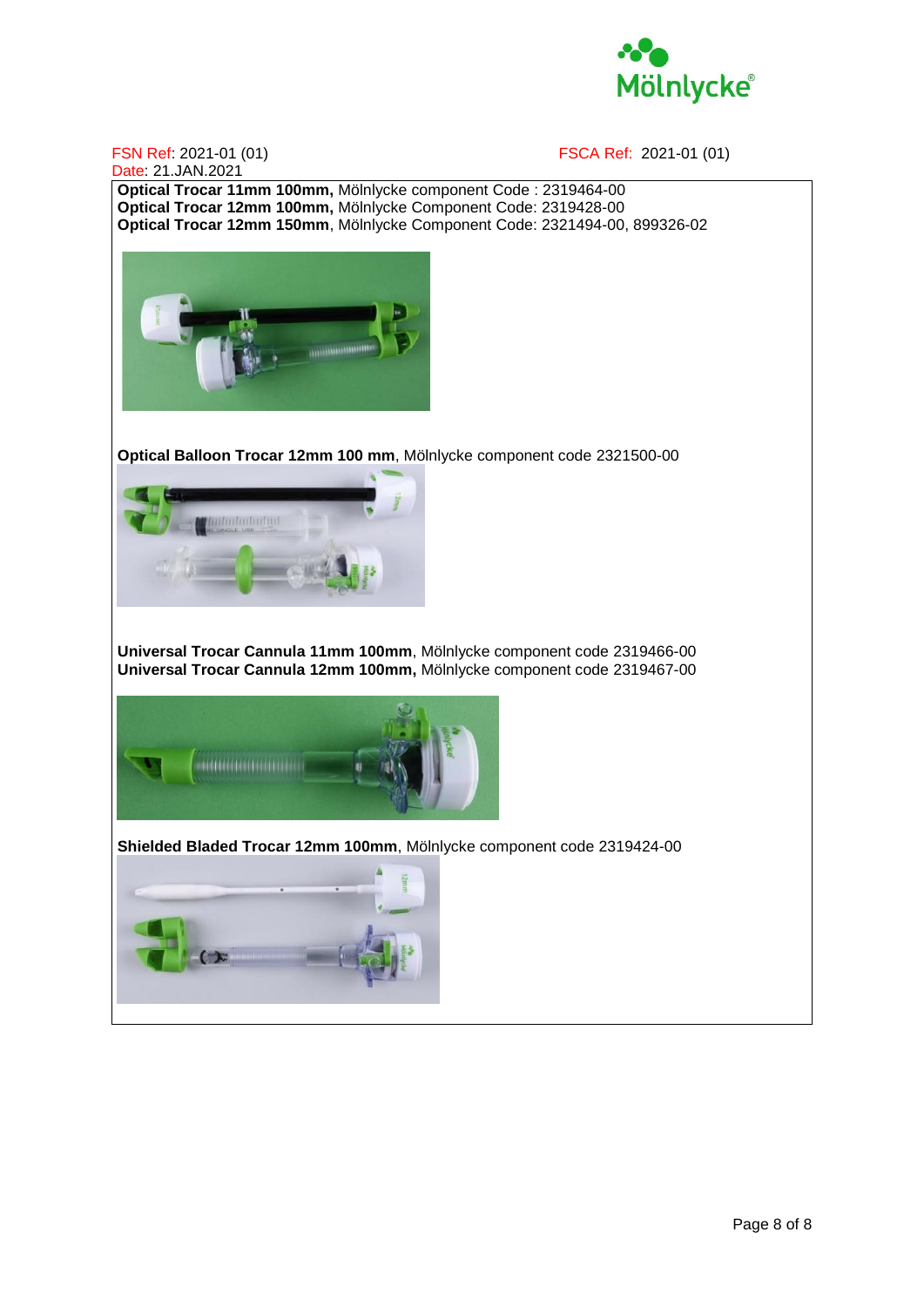FSN Ref: 2021-01 (01)
Date: 21.JAN.2021

FSCA Ref: 2021-01 (01)

**Optical Trocar 11mm 100mm,** Mölnlycke component Code : 2319464-00
**Optical Trocar 12mm 100mm,** Mölnlycke Component Code: 2319428-00
**Optical Trocar 12mm 150mm**, Mölnlycke Component Code: 2321494-00, 899326-02

**Optical Balloon Trocar 12mm 100 mm**, Mölnlycke component code 2321500-00

**Universal Trocar Cannula 11mm 100mm**, Mölnlycke component code 2319466-00
**Universal Trocar Cannula 12mm 100mm,** Mölnlycke component code 2319467-00

**Shielded Bladed Trocar 12mm 100mm**, Mölnlycke component code 2319424-00